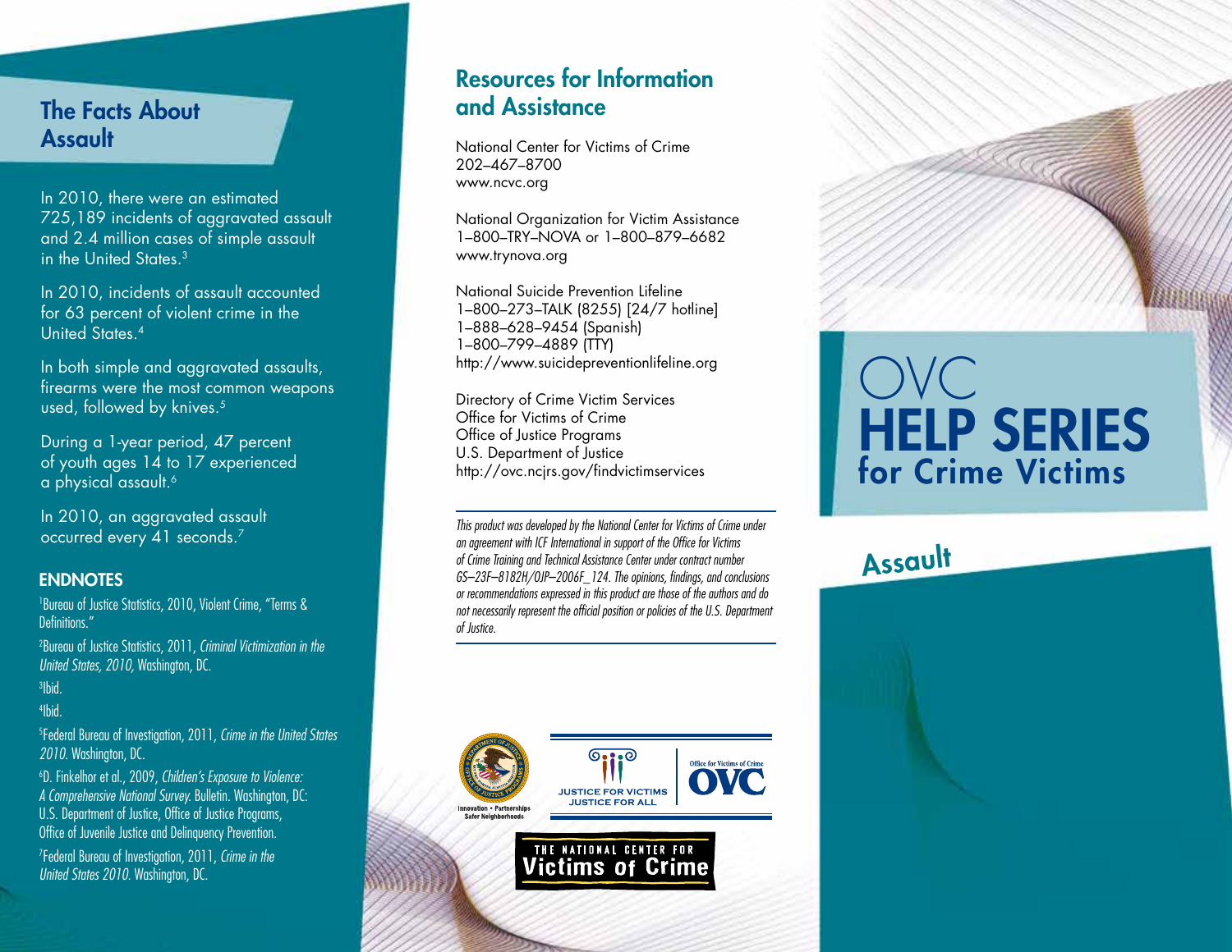## The Facts About Assault

In 2010, there were an estimated 725,189 incidents of aggravated assault and 2.4 million cases of simple assault in the United States.[3]

In 2010, incidents of assault accounted for 63 percent of violent crime in the United States.[4]

In both simple and aggravated assaults, firearms were the most common weapons used, followed by knives.[5]

During a 1-year period, 47 percent of youth ages 14 to 17 experienced a physical assault.[6]

In 2010, an aggravated assault occurred every 41 seconds.[7]

### ENDNOTES

[1]Bureau of Justice Statistics, 2010, Violent Crime, "Terms & Definitions."

[2]Bureau of Justice Statistics, 2011, *Criminal Victimization in the United States, 2010,* Washington, DC.

[3]Ibid.

[4]Ibid.

[5]Federal Bureau of Investigation, 2011, *Crime in the United States 2010.* Washington, DC.

[6]D. Finkelhor et al., 2009, *Children's Exposure to Violence: A Comprehensive National Survey.* Bulletin. Washington, DC: U.S. Department of Justice, Office of Justice Programs, Office of Juvenile Justice and Delinquency Prevention.

[7]Federal Bureau of Investigation, 2011, *Crime in the United States 2010.* Washington, DC.

## Resources for Information and Assistance

National Center for Victims of Crime
202–467–8700
www.ncvc.org

National Organization for Victim Assistance
1–800–TRY–NOVA or 1–800–879–6682
www.trynova.org

National Suicide Prevention Lifeline
1–800–273–TALK (8255) [24/7 hotline]
1–888–628–9454 (Spanish)
1–800–799–4889 (TTY)
http://www.suicidepreventionlifeline.org

Directory of Crime Victim Services
Office for Victims of Crime
Office of Justice Programs
U.S. Department of Justice
http://ovc.ncjrs.gov/findvictimservices

*This product was developed by the National Center for Victims of Crime under an agreement with ICF International in support of the Office for Victims of Crime Training and Technical Assistance Center under contract number GS–23F–8182H/OJP–2006F_124. The opinions, findings, and conclusions or recommendations expressed in this product are those of the authors and do not necessarily represent the official position or policies of the U.S. Department of Justice.*

Innovation • Partnerships
Safer Neighborhoods

JUSTICE FOR VICTIMS
JUSTICE FOR ALL

Office for Victims of Crime
OVC

THE NATIONAL CENTER FOR
Victims of Crime

# OVC HELP SERIES for Crime Victims

## Assault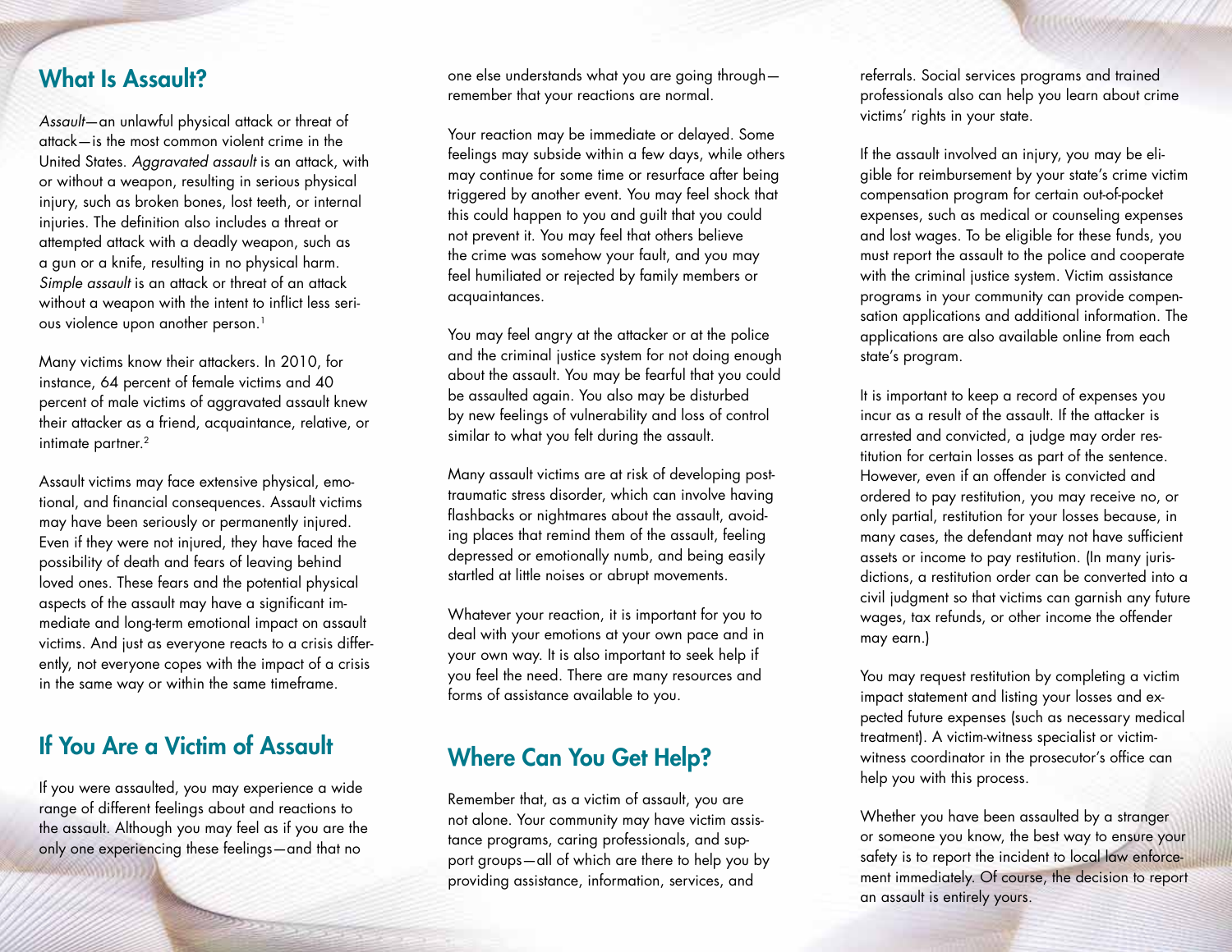## What Is Assault?

*Assault*—an unlawful physical attack or threat of attack—is the most common violent crime in the United States. *Aggravated assault* is an attack, with or without a weapon, resulting in serious physical injury, such as broken bones, lost teeth, or internal injuries. The definition also includes a threat or attempted attack with a deadly weapon, such as a gun or a knife, resulting in no physical harm. *Simple assault* is an attack or threat of an attack without a weapon with the intent to inflict less serious violence upon another person.[1]

Many victims know their attackers. In 2010, for instance, 64 percent of female victims and 40 percent of male victims of aggravated assault knew their attacker as a friend, acquaintance, relative, or intimate partner.[2]

Assault victims may face extensive physical, emotional, and financial consequences. Assault victims may have been seriously or permanently injured. Even if they were not injured, they have faced the possibility of death and fears of leaving behind loved ones. These fears and the potential physical aspects of the assault may have a significant immediate and long-term emotional impact on assault victims. And just as everyone reacts to a crisis differently, not everyone copes with the impact of a crisis in the same way or within the same timeframe.

## If You Are a Victim of Assault

If you were assaulted, you may experience a wide range of different feelings about and reactions to the assault. Although you may feel as if you are the only one experiencing these feelings—and that no one else understands what you are going through—remember that your reactions are normal.

Your reaction may be immediate or delayed. Some feelings may subside within a few days, while others may continue for some time or resurface after being triggered by another event. You may feel shock that this could happen to you and guilt that you could not prevent it. You may feel that others believe the crime was somehow your fault, and you may feel humiliated or rejected by family members or acquaintances.

You may feel angry at the attacker or at the police and the criminal justice system for not doing enough about the assault. You may be fearful that you could be assaulted again. You also may be disturbed by new feelings of vulnerability and loss of control similar to what you felt during the assault.

Many assault victims are at risk of developing post-traumatic stress disorder, which can involve having flashbacks or nightmares about the assault, avoiding places that remind them of the assault, feeling depressed or emotionally numb, and being easily startled at little noises or abrupt movements.

Whatever your reaction, it is important for you to deal with your emotions at your own pace and in your own way. It is also important to seek help if you feel the need. There are many resources and forms of assistance available to you.

## Where Can You Get Help?

Remember that, as a victim of assault, you are not alone. Your community may have victim assistance programs, caring professionals, and support groups—all of which are there to help you by providing assistance, information, services, and referrals. Social services programs and trained professionals also can help you learn about crime victims' rights in your state.

If the assault involved an injury, you may be eligible for reimbursement by your state's crime victim compensation program for certain out-of-pocket expenses, such as medical or counseling expenses and lost wages. To be eligible for these funds, you must report the assault to the police and cooperate with the criminal justice system. Victim assistance programs in your community can provide compensation applications and additional information. The applications are also available online from each state's program.

It is important to keep a record of expenses you incur as a result of the assault. If the attacker is arrested and convicted, a judge may order restitution for certain losses as part of the sentence. However, even if an offender is convicted and ordered to pay restitution, you may receive no, or only partial, restitution for your losses because, in many cases, the defendant may not have sufficient assets or income to pay restitution. (In many jurisdictions, a restitution order can be converted into a civil judgment so that victims can garnish any future wages, tax refunds, or other income the offender may earn.)

You may request restitution by completing a victim impact statement and listing your losses and expected future expenses (such as necessary medical treatment). A victim-witness specialist or victim-witness coordinator in the prosecutor's office can help you with this process.

Whether you have been assaulted by a stranger or someone you know, the best way to ensure your safety is to report the incident to local law enforcement immediately. Of course, the decision to report an assault is entirely yours.